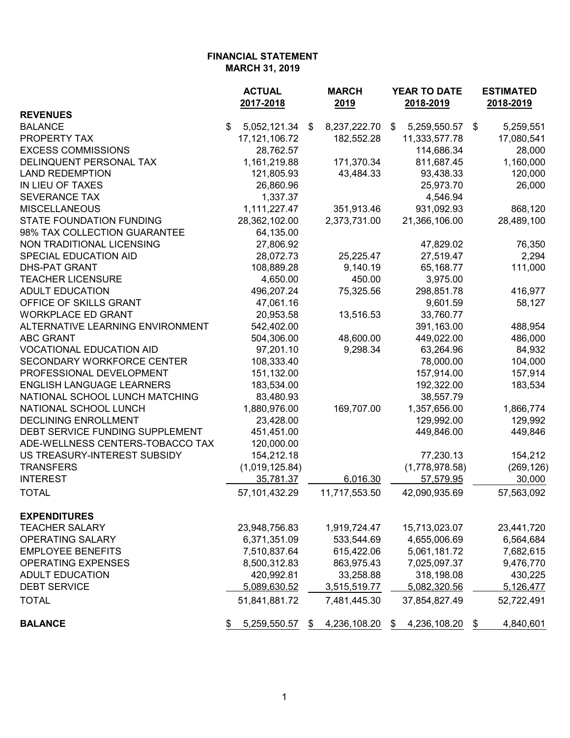**FINANCIAL STATEMENT**
**MARCH 31, 2019**

| | ACTUAL 2017-2018 | MARCH 2019 | YEAR TO DATE 2018-2019 | ESTIMATED 2018-2019 |
|---|---|---|---|---|
| **REVENUES** | | | | |
| BALANCE | $ 5,052,121.34 | $ 8,237,222.70 | $ 5,259,550.57 | $ 5,259,551 |
| PROPERTY TAX | 17,121,106.72 | 182,552.28 | 11,333,577.78 | 17,080,541 |
| EXCESS COMMISSIONS | 28,762.57 | | 114,686.34 | 28,000 |
| DELINQUENT PERSONAL TAX | 1,161,219.88 | 171,370.34 | 811,687.45 | 1,160,000 |
| LAND REDEMPTION | 121,805.93 | 43,484.33 | 93,438.33 | 120,000 |
| IN LIEU OF TAXES | 26,860.96 | | 25,973.70 | 26,000 |
| SEVERANCE TAX | 1,337.37 | | 4,546.94 | |
| MISCELLANEOUS | 1,111,227.47 | 351,913.46 | 931,092.93 | 868,120 |
| STATE FOUNDATION FUNDING | 28,362,102.00 | 2,373,731.00 | 21,366,106.00 | 28,489,100 |
| 98% TAX COLLECTION GUARANTEE | 64,135.00 | | | |
| NON TRADITIONAL LICENSING | 27,806.92 | | 47,829.02 | 76,350 |
| SPECIAL EDUCATION AID | 28,072.73 | 25,225.47 | 27,519.47 | 2,294 |
| DHS-PAT GRANT | 108,889.28 | 9,140.19 | 65,168.77 | 111,000 |
| TEACHER LICENSURE | 4,650.00 | 450.00 | 3,975.00 | |
| ADULT EDUCATION | 496,207.24 | 75,325.56 | 298,851.78 | 416,977 |
| OFFICE OF SKILLS GRANT | 47,061.16 | | 9,601.59 | 58,127 |
| WORKPLACE ED GRANT | 20,953.58 | 13,516.53 | 33,760.77 | |
| ALTERNATIVE LEARNING ENVIRONMENT | 542,402.00 | | 391,163.00 | 488,954 |
| ABC GRANT | 504,306.00 | 48,600.00 | 449,022.00 | 486,000 |
| VOCATIONAL EDUCATION AID | 97,201.10 | 9,298.34 | 63,264.96 | 84,932 |
| SECONDARY WORKFORCE CENTER | 108,333.40 | | 78,000.00 | 104,000 |
| PROFESSIONAL DEVELOPMENT | 151,132.00 | | 157,914.00 | 157,914 |
| ENGLISH LANGUAGE LEARNERS | 183,534.00 | | 192,322.00 | 183,534 |
| NATIONAL SCHOOL LUNCH MATCHING | 83,480.93 | | 38,557.79 | |
| NATIONAL SCHOOL LUNCH | 1,880,976.00 | 169,707.00 | 1,357,656.00 | 1,866,774 |
| DECLINING ENROLLMENT | 23,428.00 | | 129,992.00 | 129,992 |
| DEBT SERVICE FUNDING SUPPLEMENT | 451,451.00 | | 449,846.00 | 449,846 |
| ADE-WELLNESS CENTERS-TOBACCO TAX | 120,000.00 | | | |
| US TREASURY-INTEREST SUBSIDY | 154,212.18 | | 77,230.13 | 154,212 |
| TRANSFERS | (1,019,125.84) | | (1,778,978.58) | (269,126) |
| INTEREST | 35,781.37 | 6,016.30 | 57,579.95 | 30,000 |
| TOTAL | 57,101,432.29 | 11,717,553.50 | 42,090,935.69 | 57,563,092 |
| **EXPENDITURES** | | | | |
| TEACHER SALARY | 23,948,756.83 | 1,919,724.47 | 15,713,023.07 | 23,441,720 |
| OPERATING SALARY | 6,371,351.09 | 533,544.69 | 4,655,006.69 | 6,564,684 |
| EMPLOYEE BENEFITS | 7,510,837.64 | 615,422.06 | 5,061,181.72 | 7,682,615 |
| OPERATING EXPENSES | 8,500,312.83 | 863,975.43 | 7,025,097.37 | 9,476,770 |
| ADULT EDUCATION | 420,992.81 | 33,258.88 | 318,198.08 | 430,225 |
| DEBT SERVICE | 5,089,630.52 | 3,515,519.77 | 5,082,320.56 | 5,126,477 |
| TOTAL | 51,841,881.72 | 7,481,445.30 | 37,854,827.49 | 52,722,491 |
| **BALANCE** | $ 5,259,550.57 | $ 4,236,108.20 | $ 4,236,108.20 | $ 4,840,601 |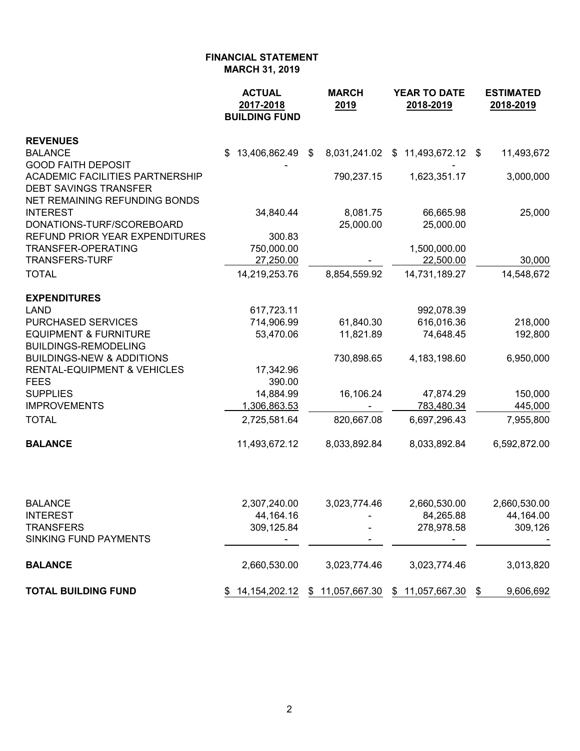**FINANCIAL STATEMENT**
**MARCH 31, 2019**

| | ACTUAL 2017-2018 BUILDING FUND | MARCH 2019 | YEAR TO DATE 2018-2019 | ESTIMATED 2018-2019 |
|---|---|---|---|---|
| **REVENUES** | | | | |
| BALANCE | $ 13,406,862.49 | $ 8,031,241.02 | $ 11,493,672.12 | $ 11,493,672 |
| GOOD FAITH DEPOSIT | - | | - | |
| ACADEMIC FACILITIES PARTNERSHIP | | 790,237.15 | 1,623,351.17 | 3,000,000 |
| DEBT SAVINGS TRANSFER | | | | |
| NET REMAINING REFUNDING BONDS | | | | |
| INTEREST | 34,840.44 | 8,081.75 | 66,665.98 | 25,000 |
| DONATIONS-TURF/SCOREBOARD | | 25,000.00 | 25,000.00 | |
| REFUND PRIOR YEAR EXPENDITURES | 300.83 | | | |
| TRANSFER-OPERATING | 750,000.00 | | 1,500,000.00 | |
| TRANSFERS-TURF | 27,250.00 | - | 22,500.00 | 30,000 |
| TOTAL | 14,219,253.76 | 8,854,559.92 | 14,731,189.27 | 14,548,672 |
| **EXPENDITURES** | | | | |
| LAND | 617,723.11 | | 992,078.39 | |
| PURCHASED SERVICES | 714,906.99 | 61,840.30 | 616,016.36 | 218,000 |
| EQUIPMENT & FURNITURE | 53,470.06 | 11,821.89 | 74,648.45 | 192,800 |
| BUILDINGS-REMODELING | | | | |
| BUILDINGS-NEW & ADDITIONS | | 730,898.65 | 4,183,198.60 | 6,950,000 |
| RENTAL-EQUIPMENT & VEHICLES | 17,342.96 | | | |
| FEES | 390.00 | | | |
| SUPPLIES | 14,884.99 | 16,106.24 | 47,874.29 | 150,000 |
| IMPROVEMENTS | 1,306,863.53 | - | 783,480.34 | 445,000 |
| TOTAL | 2,725,581.64 | 820,667.08 | 6,697,296.43 | 7,955,800 |
| **BALANCE** | 11,493,672.12 | 8,033,892.84 | 8,033,892.84 | 6,592,872.00 |
| | | | | |
| BALANCE | 2,307,240.00 | 3,023,774.46 | 2,660,530.00 | 2,660,530.00 |
| INTEREST | 44,164.16 | - | 84,265.88 | 44,164.00 |
| TRANSFERS | 309,125.84 | - | 278,978.58 | 309,126 |
| SINKING FUND PAYMENTS | - | - | - | - |
| **BALANCE** | 2,660,530.00 | 3,023,774.46 | 3,023,774.46 | 3,013,820 |
| **TOTAL BUILDING FUND** | $ 14,154,202.12 | $ 11,057,667.30 | $ 11,057,667.30 | $ 9,606,692 |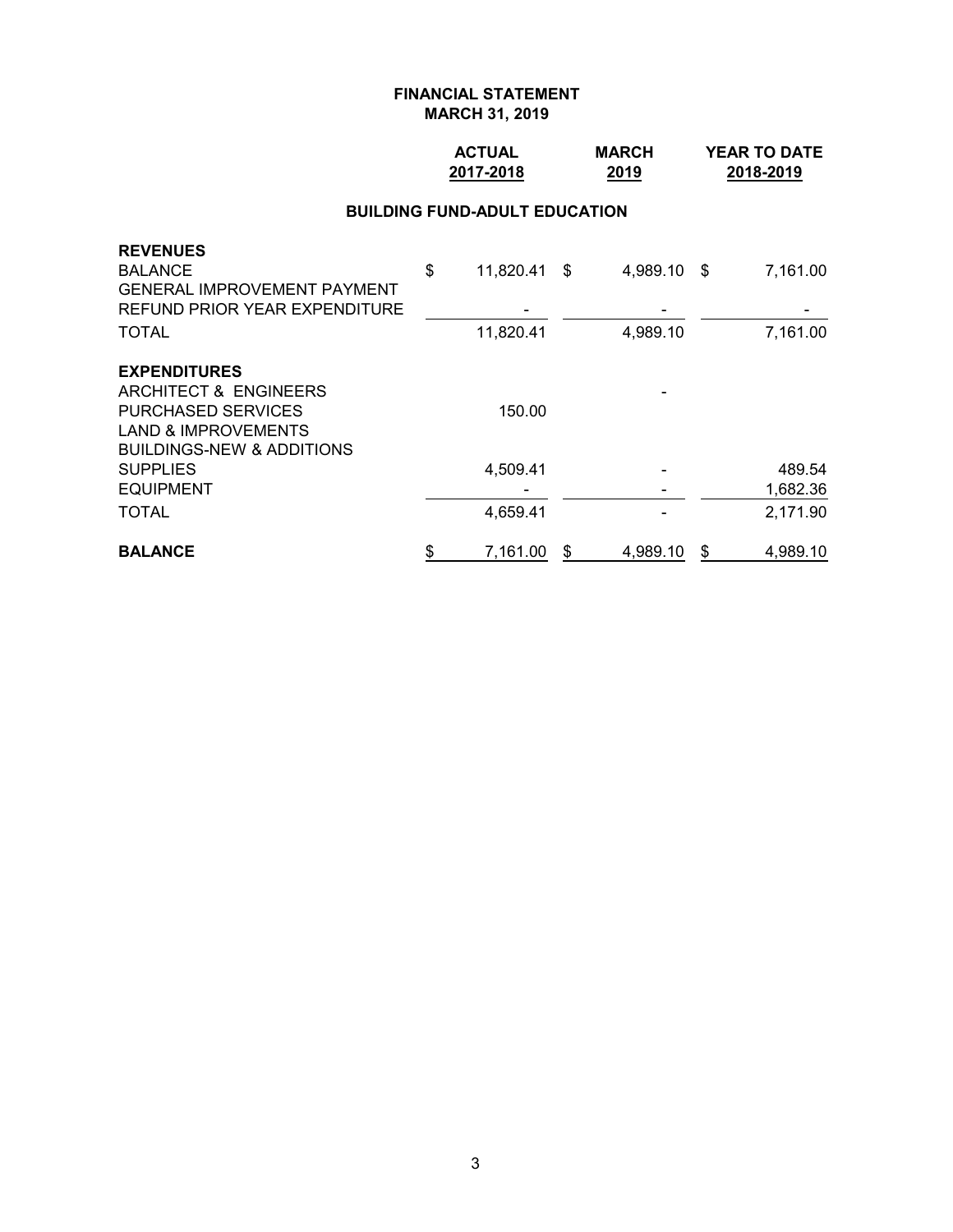**FINANCIAL STATEMENT**
**MARCH 31, 2019**

| | ACTUAL 2017-2018 | MARCH 2019 | YEAR TO DATE 2018-2019 |
|---|---|---|---|
| **BUILDING FUND-ADULT EDUCATION** | | | |
| **REVENUES** | | | |
| BALANCE | $ 11,820.41 | $ 4,989.10 | $ 7,161.00 |
| GENERAL IMPROVEMENT PAYMENT | | | |
| REFUND PRIOR YEAR EXPENDITURE | - | - | - |
| TOTAL | 11,820.41 | 4,989.10 | 7,161.00 |
| **EXPENDITURES** | | | |
| ARCHITECT & ENGINEERS | | - | |
| PURCHASED SERVICES | 150.00 | | |
| LAND & IMPROVEMENTS | | | |
| BUILDINGS-NEW & ADDITIONS | | | |
| SUPPLIES | 4,509.41 | - | 489.54 |
| EQUIPMENT | - | - | 1,682.36 |
| TOTAL | 4,659.41 | - | 2,171.90 |
| **BALANCE** | $ 7,161.00 | $ 4,989.10 | $ 4,989.10 |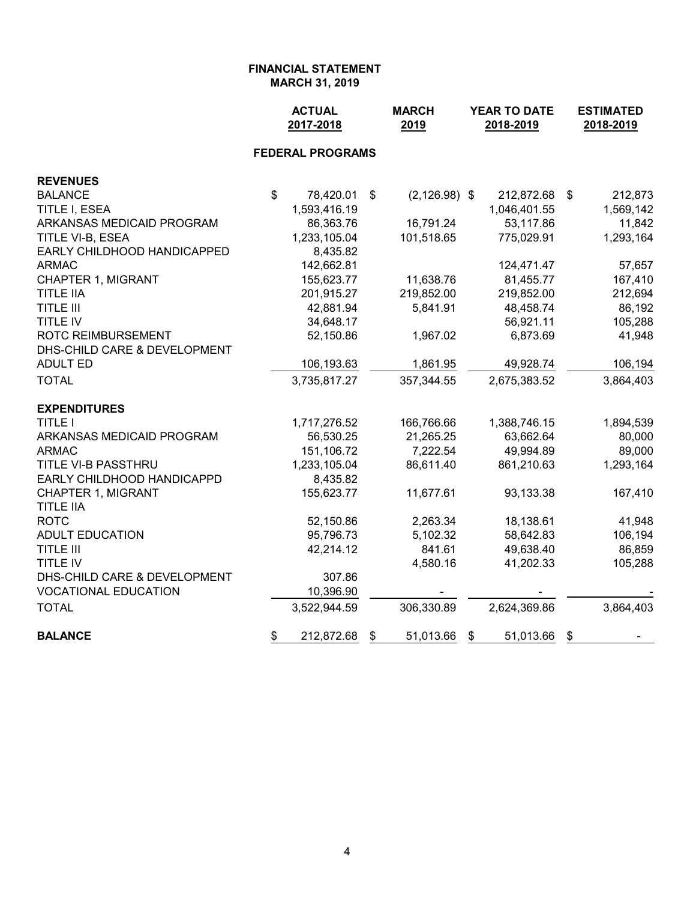**FINANCIAL STATEMENT**
**MARCH 31, 2019**

| | ACTUAL 2017-2018 | MARCH 2019 | YEAR TO DATE 2018-2019 | ESTIMATED 2018-2019 |
|---|---|---|---|---|
| **FEDERAL PROGRAMS** | | | | |
| **REVENUES** | | | | |
| BALANCE | $ 78,420.01 | $ (2,126.98) | $ 212,872.68 | $ 212,873 |
| TITLE I, ESEA | 1,593,416.19 | | 1,046,401.55 | 1,569,142 |
| ARKANSAS MEDICAID PROGRAM | 86,363.76 | 16,791.24 | 53,117.86 | 11,842 |
| TITLE VI-B, ESEA | 1,233,105.04 | 101,518.65 | 775,029.91 | 1,293,164 |
| EARLY CHILDHOOD HANDICAPPED | 8,435.82 | | | |
| ARMAC | 142,662.81 | | 124,471.47 | 57,657 |
| CHAPTER 1, MIGRANT | 155,623.77 | 11,638.76 | 81,455.77 | 167,410 |
| TITLE IIA | 201,915.27 | 219,852.00 | 219,852.00 | 212,694 |
| TITLE III | 42,881.94 | 5,841.91 | 48,458.74 | 86,192 |
| TITLE IV | 34,648.17 | | 56,921.11 | 105,288 |
| ROTC REIMBURSEMENT | 52,150.86 | 1,967.02 | 6,873.69 | 41,948 |
| DHS-CHILD CARE & DEVELOPMENT | | | | |
| ADULT ED | 106,193.63 | 1,861.95 | 49,928.74 | 106,194 |
| TOTAL | 3,735,817.27 | 357,344.55 | 2,675,383.52 | 3,864,403 |
| **EXPENDITURES** | | | | |
| TITLE I | 1,717,276.52 | 166,766.66 | 1,388,746.15 | 1,894,539 |
| ARKANSAS MEDICAID PROGRAM | 56,530.25 | 21,265.25 | 63,662.64 | 80,000 |
| ARMAC | 151,106.72 | 7,222.54 | 49,994.89 | 89,000 |
| TITLE VI-B PASSTHRU | 1,233,105.04 | 86,611.40 | 861,210.63 | 1,293,164 |
| EARLY CHILDHOOD HANDICAPPD | 8,435.82 | | | |
| CHAPTER 1, MIGRANT | 155,623.77 | 11,677.61 | 93,133.38 | 167,410 |
| TITLE IIA | | | | |
| ROTC | 52,150.86 | 2,263.34 | 18,138.61 | 41,948 |
| ADULT EDUCATION | 95,796.73 | 5,102.32 | 58,642.83 | 106,194 |
| TITLE III | 42,214.12 | 841.61 | 49,638.40 | 86,859 |
| TITLE IV | | 4,580.16 | 41,202.33 | 105,288 |
| DHS-CHILD CARE & DEVELOPMENT | 307.86 | | | |
| VOCATIONAL EDUCATION | 10,396.90 | - | - | - |
| TOTAL | 3,522,944.59 | 306,330.89 | 2,624,369.86 | 3,864,403 |
| **BALANCE** | $ 212,872.68 | $ 51,013.66 | $ 51,013.66 | $ - |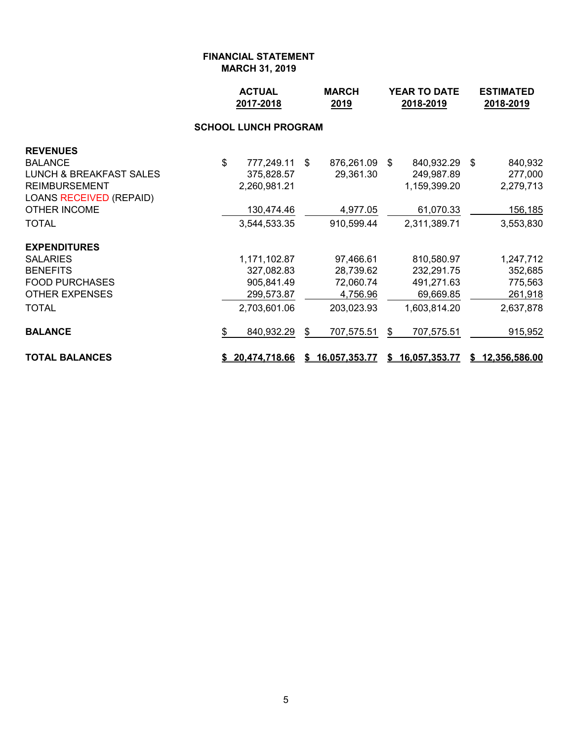**FINANCIAL STATEMENT**
**MARCH 31, 2019**

| | ACTUAL 2017-2018 | MARCH 2019 | YEAR TO DATE 2018-2019 | ESTIMATED 2018-2019 |
|---|---|---|---|---|
| **SCHOOL LUNCH PROGRAM** | | | | |
| **REVENUES** | | | | |
| BALANCE | $ 777,249.11 | $ 876,261.09 | $ 840,932.29 | $ 840,932 |
| LUNCH & BREAKFAST SALES | 375,828.57 | 29,361.30 | 249,987.89 | 277,000 |
| REIMBURSEMENT | 2,260,981.21 | | 1,159,399.20 | 2,279,713 |
| LOANS RECEIVED (REPAID) | | | | |
| OTHER INCOME | 130,474.46 | 4,977.05 | 61,070.33 | 156,185 |
| TOTAL | 3,544,533.35 | 910,599.44 | 2,311,389.71 | 3,553,830 |
| **EXPENDITURES** | | | | |
| SALARIES | 1,171,102.87 | 97,466.61 | 810,580.97 | 1,247,712 |
| BENEFITS | 327,082.83 | 28,739.62 | 232,291.75 | 352,685 |
| FOOD PURCHASES | 905,841.49 | 72,060.74 | 491,271.63 | 775,563 |
| OTHER EXPENSES | 299,573.87 | 4,756.96 | 69,669.85 | 261,918 |
| TOTAL | 2,703,601.06 | 203,023.93 | 1,603,814.20 | 2,637,878 |
| **BALANCE** | $ 840,932.29 | $ 707,575.51 | $ 707,575.51 | 915,952 |
| **TOTAL BALANCES** | **$ 20,474,718.66** | **$ 16,057,353.77** | **$ 16,057,353.77** | **$ 12,356,586.00** |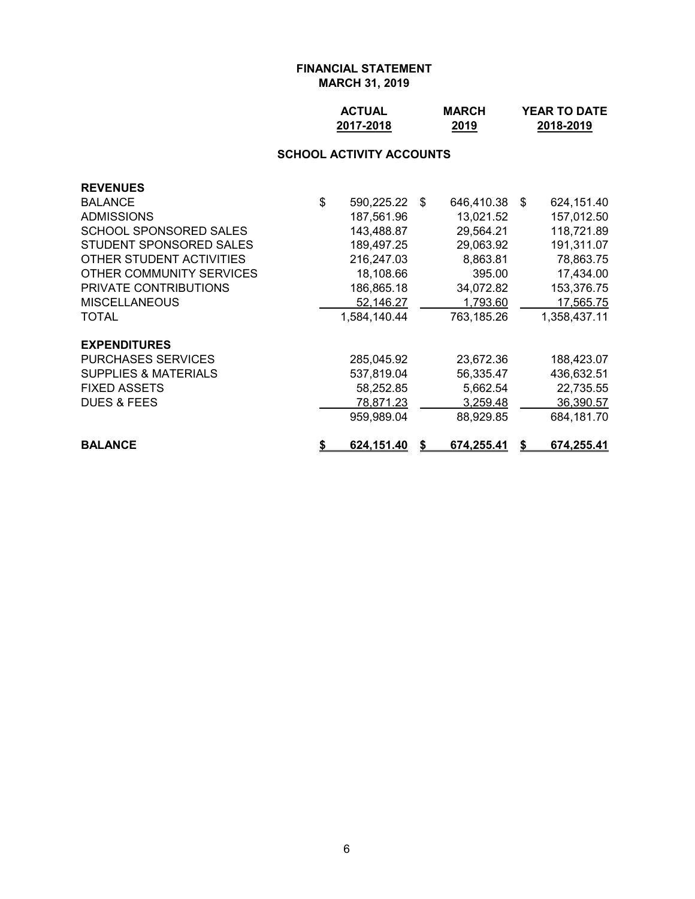**FINANCIAL STATEMENT**
**MARCH 31, 2019**

| | ACTUAL 2017-2018 | MARCH 2019 | YEAR TO DATE 2018-2019 |
|---|---|---|---|
| **SCHOOL ACTIVITY ACCOUNTS** | | | |
| **REVENUES** | | | |
| BALANCE | $ 590,225.22 | $ 646,410.38 | $ 624,151.40 |
| ADMISSIONS | 187,561.96 | 13,021.52 | 157,012.50 |
| SCHOOL SPONSORED SALES | 143,488.87 | 29,564.21 | 118,721.89 |
| STUDENT SPONSORED SALES | 189,497.25 | 29,063.92 | 191,311.07 |
| OTHER STUDENT ACTIVITIES | 216,247.03 | 8,863.81 | 78,863.75 |
| OTHER COMMUNITY SERVICES | 18,108.66 | 395.00 | 17,434.00 |
| PRIVATE CONTRIBUTIONS | 186,865.18 | 34,072.82 | 153,376.75 |
| MISCELLANEOUS | 52,146.27 | 1,793.60 | 17,565.75 |
| TOTAL | 1,584,140.44 | 763,185.26 | 1,358,437.11 |
| **EXPENDITURES** | | | |
| PURCHASES SERVICES | 285,045.92 | 23,672.36 | 188,423.07 |
| SUPPLIES & MATERIALS | 537,819.04 | 56,335.47 | 436,632.51 |
| FIXED ASSETS | 58,252.85 | 5,662.54 | 22,735.55 |
| DUES & FEES | 78,871.23 | 3,259.48 | 36,390.57 |
| | 959,989.04 | 88,929.85 | 684,181.70 |
| **BALANCE** | **$ 624,151.40** | **$ 674,255.41** | **$ 674,255.41** |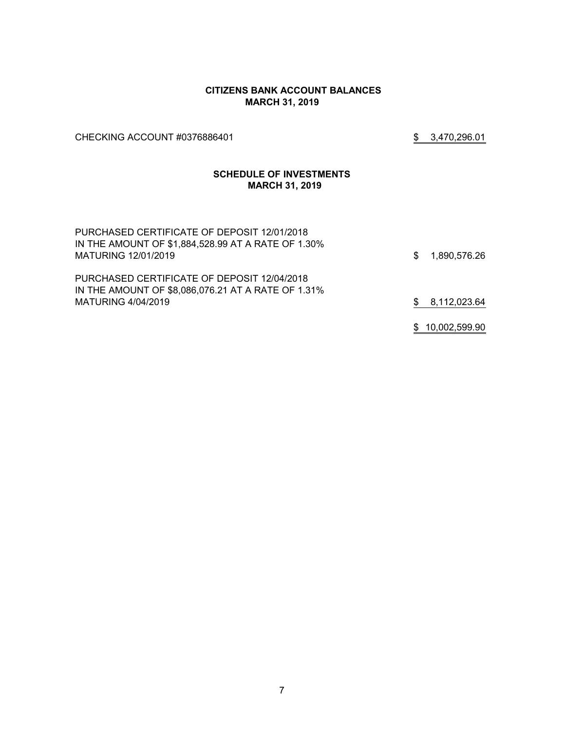## CITIZENS BANK ACCOUNT BALANCES
**MARCH 31, 2019**

| | |
|---|---|
| CHECKING ACCOUNT #0376886401 | $ 3,470,296.01 |

## SCHEDULE OF INVESTMENTS
**MARCH 31, 2019**

| | |
|---|---|
| PURCHASED CERTIFICATE OF DEPOSIT 12/01/2018 IN THE AMOUNT OF $1,884,528.99 AT A RATE OF 1.30% MATURING 12/01/2019 | $ 1,890,576.26 |
| PURCHASED CERTIFICATE OF DEPOSIT 12/04/2018 IN THE AMOUNT OF $8,086,076.21 AT A RATE OF 1.31% MATURING 4/04/2019 | $ 8,112,023.64 |
| | $ 10,002,599.90 |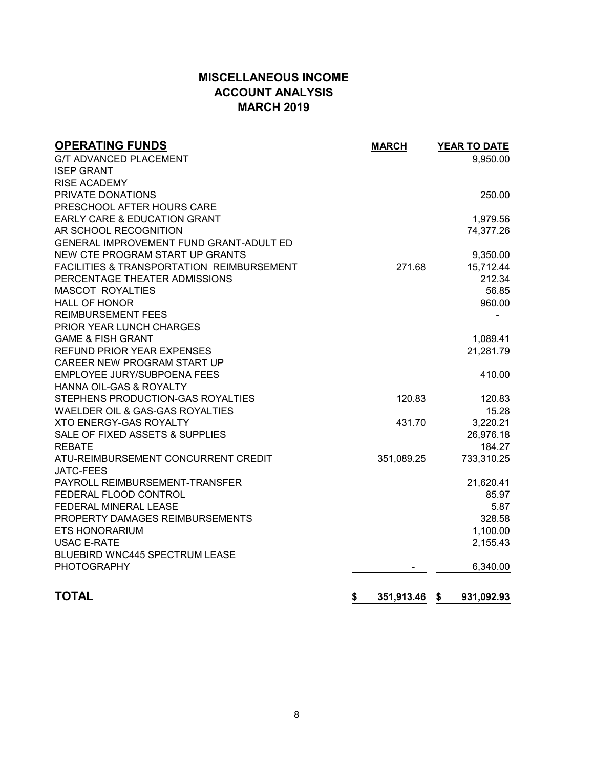# MISCELLANEOUS INCOME
# ACCOUNT ANALYSIS
# MARCH 2019

| OPERATING FUNDS | MARCH | YEAR TO DATE |
|---|---|---|
| G/T ADVANCED PLACEMENT | | 9,950.00 |
| ISEP GRANT | | |
| RISE ACADEMY | | |
| PRIVATE DONATIONS | | 250.00 |
| PRESCHOOL AFTER HOURS CARE | | |
| EARLY CARE & EDUCATION GRANT | | 1,979.56 |
| AR SCHOOL RECOGNITION | | 74,377.26 |
| GENERAL IMPROVEMENT FUND GRANT-ADULT ED | | |
| NEW CTE PROGRAM START UP GRANTS | | 9,350.00 |
| FACILITIES & TRANSPORTATION REIMBURSEMENT | 271.68 | 15,712.44 |
| PERCENTAGE THEATER ADMISSIONS | | 212.34 |
| MASCOT ROYALTIES | | 56.85 |
| HALL OF HONOR | | 960.00 |
| REIMBURSEMENT FEES | | - |
| PRIOR YEAR LUNCH CHARGES | | |
| GAME & FISH GRANT | | 1,089.41 |
| REFUND PRIOR YEAR EXPENSES | | 21,281.79 |
| CAREER NEW PROGRAM START UP | | |
| EMPLOYEE JURY/SUBPOENA FEES | | 410.00 |
| HANNA OIL-GAS & ROYALTY | | |
| STEPHENS PRODUCTION-GAS ROYALTIES | 120.83 | 120.83 |
| WAELDER OIL & GAS-GAS ROYALTIES | | 15.28 |
| XTO ENERGY-GAS ROYALTY | 431.70 | 3,220.21 |
| SALE OF FIXED ASSETS & SUPPLIES | | 26,976.18 |
| REBATE | | 184.27 |
| ATU-REIMBURSEMENT CONCURRENT CREDIT | 351,089.25 | 733,310.25 |
| JATC-FEES | | |
| PAYROLL REIMBURSEMENT-TRANSFER | | 21,620.41 |
| FEDERAL FLOOD CONTROL | | 85.97 |
| FEDERAL MINERAL LEASE | | 5.87 |
| PROPERTY DAMAGES REIMBURSEMENTS | | 328.58 |
| ETS HONORARIUM | | 1,100.00 |
| USAC E-RATE | | 2,155.43 |
| BLUEBIRD WNC445 SPECTRUM LEASE | | |
| PHOTOGRAPHY | - | 6,340.00 |
| **TOTAL** | **$ 351,913.46** | **$ 931,092.93** |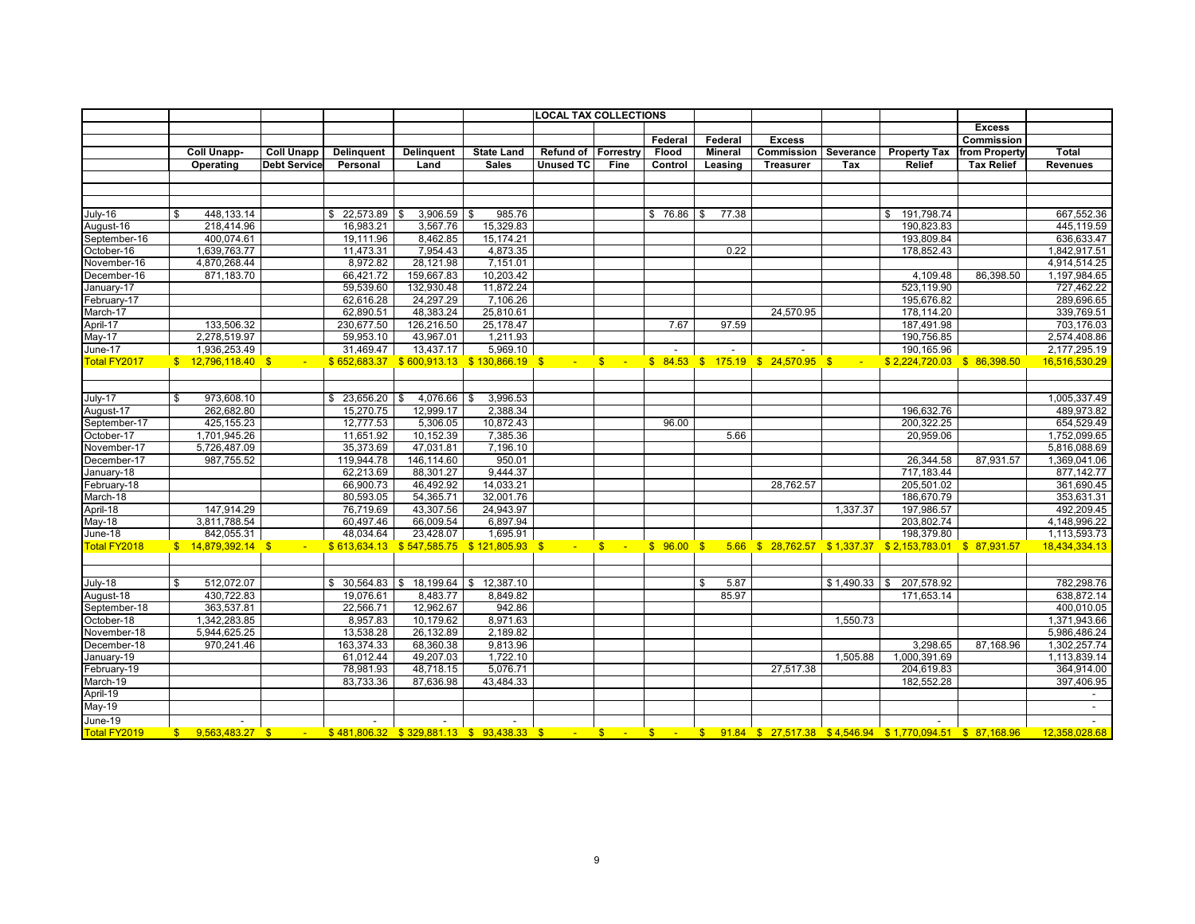| | | | | | | LOCAL TAX COLLECTIONS | | | | | | | | |
|---|---|---|---|---|---|---|---|---|---|---|---|---|---|---|
| | | | | | | | | | | | | | Excess | |
| | | | | | | | | Federal | Federal | Excess | | | Commission | |
| | Coll Unapp-Operating | Coll Unapp Debt Service | Delinquent Personal | Delinquent Land | State Land Sales | Refund of Unused TC | Forrestry Fine | Flood Control | Mineral Leasing | Commission Treasurer | Severance Tax | Property Tax Relief | from Property Tax Relief | Total Revenues |
| July-16 | $ 448,133.14 | | $ 22,573.89 | $ 3,906.59 | $ 985.76 | | | $ 76.86 | $ 77.38 | | | $ 191,798.74 | | 667,552.36 |
| August-16 | 218,414.96 | | 16,983.21 | 3,567.76 | 15,329.83 | | | | | | | 190,823.83 | | 445,119.59 |
| September-16 | 400,074.61 | | 19,111.96 | 8,462.85 | 15,174.21 | | | | | | | 193,809.84 | | 636,633.47 |
| October-16 | 1,639,763.77 | | 11,473.31 | 7,954.43 | 4,873.35 | | | | 0.22 | | | 178,852.43 | | 1,842,917.51 |
| November-16 | 4,870,268.44 | | 8,972.82 | 28,121.98 | 7,151.01 | | | | | | | | | 4,914,514.25 |
| December-16 | 871,183.70 | | 66,421.72 | 159,667.83 | 10,203.42 | | | | | | | 4,109.48 | 86,398.50 | 1,197,984.65 |
| January-17 | | | 59,539.60 | 132,930.48 | 11,872.24 | | | | | | | 523,119.90 | | 727,462.22 |
| February-17 | | | 62,616.28 | 24,297.29 | 7,106.26 | | | | | | | 195,676.82 | | 289,696.65 |
| March-17 | | | 62,890.51 | 48,383.24 | 25,810.61 | | | | | 24,570.95 | | 178,114.20 | | 339,769.51 |
| April-17 | 133,506.32 | | 230,677.50 | 126,216.50 | 25,178.47 | | | 7.67 | 97.59 | | | 187,491.98 | | 703,176.03 |
| May-17 | 2,278,519.97 | | 59,953.10 | 43,967.01 | 1,211.93 | | | | | | | 190,756.85 | | 2,574,408.86 |
| June-17 | 1,936,253.49 | | 31,469.47 | 13,437.17 | 5,969.10 | | | - | - | - | | 190,165.96 | | 2,177,295.19 |
| Total FY2017 | $ 12,796,118.40 | $ - | $ 652,683.37 | $ 600,913.13 | $ 130,866.19 | $ - | $ - | $ 84.53 | $ 175.19 | $ 24,570.95 | $ - | $ 2,224,720.03 | $ 86,398.50 | 16,516,530.29 |
| July-17 | $ 973,608.10 | | $ 23,656.20 | $ 4,076.66 | $ 3,996.53 | | | | | | | | | 1,005,337.49 |
| August-17 | 262,682.80 | | 15,270.75 | 12,999.17 | 2,388.34 | | | | | | | 196,632.76 | | 489,973.82 |
| September-17 | 425,155.23 | | 12,777.53 | 5,306.05 | 10,872.43 | | | 96.00 | | | | 200,322.25 | | 654,529.49 |
| October-17 | 1,701,945.26 | | 11,651.92 | 10,152.39 | 7,385.36 | | | | 5.66 | | | 20,959.06 | | 1,752,099.65 |
| November-17 | 5,726,487.09 | | 35,373.69 | 47,031.81 | 7,196.10 | | | | | | | | | 5,816,088.69 |
| December-17 | 987,755.52 | | 119,944.78 | 146,114.60 | 950.01 | | | | | | | 26,344.58 | 87,931.57 | 1,369,041.06 |
| January-18 | | | 62,213.69 | 88,301.27 | 9,444.37 | | | | | | | 717,183.44 | | 877,142.77 |
| February-18 | | | 66,900.73 | 46,492.92 | 14,033.21 | | | | | 28,762.57 | | 205,501.02 | | 361,690.45 |
| March-18 | | | 80,593.05 | 54,365.71 | 32,001.76 | | | | | | | 186,670.79 | | 353,631.31 |
| April-18 | 147,914.29 | | 76,719.69 | 43,307.56 | 24,943.97 | | | | | | 1,337.37 | 197,986.57 | | 492,209.45 |
| May-18 | 3,811,788.54 | | 60,497.46 | 66,009.54 | 6,897.94 | | | | | | | 203,802.74 | | 4,148,996.22 |
| June-18 | 842,055.31 | | 48,034.64 | 23,428.07 | 1,695.91 | | | | | | | 198,379.80 | | 1,113,593.73 |
| Total FY2018 | $ 14,879,392.14 | $ - | $ 613,634.13 | $ 547,585.75 | $ 121,805.93 | $ - | $ - | $ 96.00 | $ 5.66 | $ 28,762.57 | $ 1,337.37 | $ 2,153,783.01 | $ 87,931.57 | 18,434,334.13 |
| July-18 | $ 512,072.07 | | $ 30,564.83 | $ 18,199.64 | $ 12,387.10 | | | | $ 5.87 | | $ 1,490.33 | $ 207,578.92 | | 782,298.76 |
| August-18 | 430,722.83 | | 19,076.61 | 8,483.77 | 8,849.82 | | | | 85.97 | | | 171,653.14 | | 638,872.14 |
| September-18 | 363,537.81 | | 22,566.71 | 12,962.67 | 942.86 | | | | | | | | | 400,010.05 |
| October-18 | 1,342,283.85 | | 8,957.83 | 10,179.62 | 8,971.63 | | | | | | 1,550.73 | | | 1,371,943.66 |
| November-18 | 5,944,625.25 | | 13,538.28 | 26,132.89 | 2,189.82 | | | | | | | | | 5,986,486.24 |
| December-18 | 970,241.46 | | 163,374.33 | 68,360.38 | 9,813.96 | | | | | | | 3,298.65 | 87,168.96 | 1,302,257.74 |
| January-19 | | | 61,012.44 | 49,207.03 | 1,722.10 | | | | | | 1,505.88 | 1,000,391.69 | | 1,113,839.14 |
| February-19 | | | 78,981.93 | 48,718.15 | 5,076.71 | | | | | 27,517.38 | | 204,619.83 | | 364,914.00 |
| March-19 | | | 83,733.36 | 87,636.98 | 43,484.33 | | | | | | | 182,552.28 | | 397,406.95 |
| April-19 | | | | | | | | | | | | | | - |
| May-19 | | | | | | | | | | | | | | - |
| June-19 | - | | - | - | - | | | | | | | - | | - |
| Total FY2019 | $ 9,563,483.27 | $ - | $ 481,806.32 | $ 329,881.13 | $ 93,438.33 | $ - | $ - | $ - | $ 91.84 | $ 27,517.38 | $ 4,546.94 | $ 1,770,094.51 | $ 87,168.96 | 12,358,028.68 |